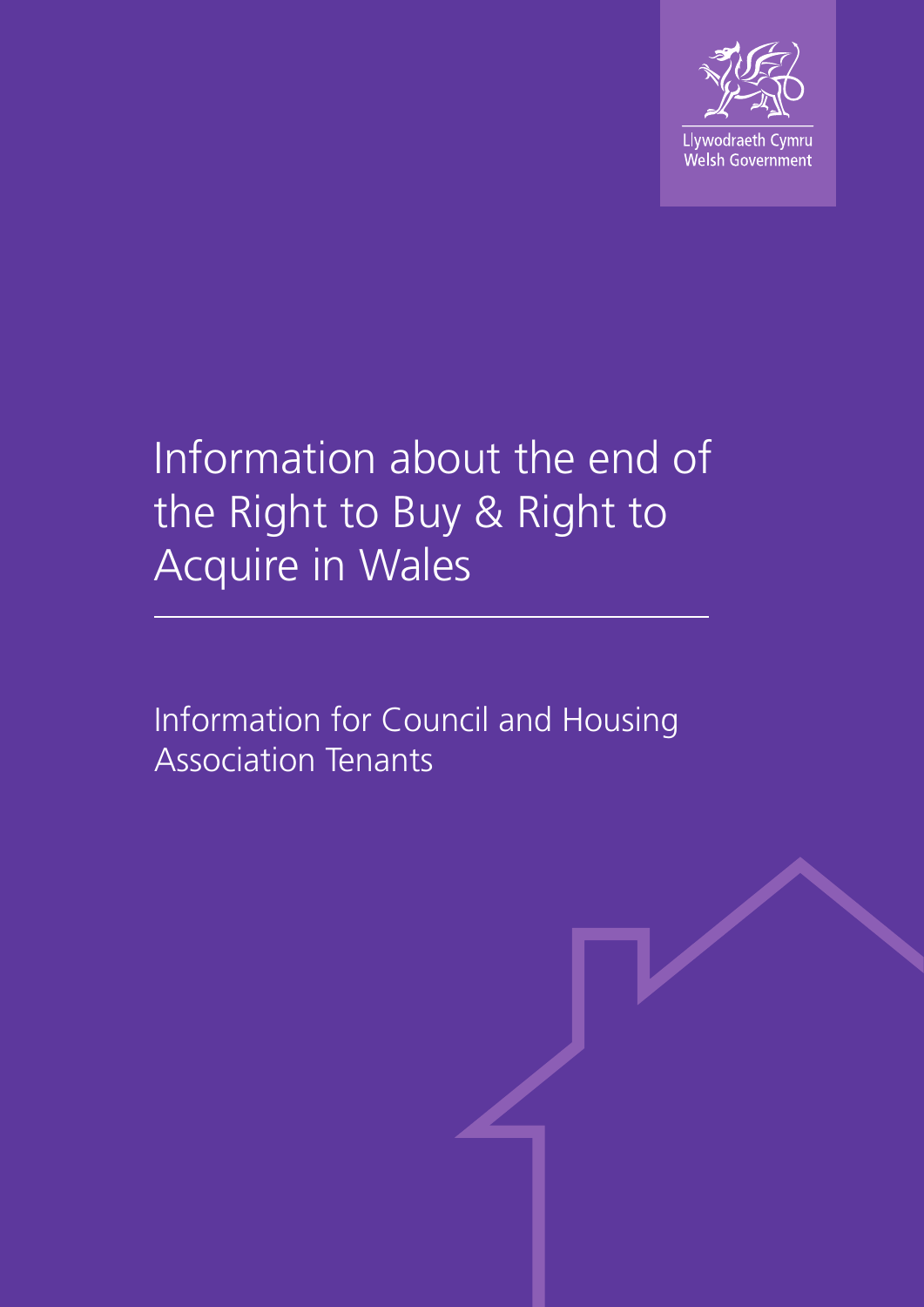Llywodraeth Cymru
Welsh Government

# Information about the end of the Right to Buy & Right to Acquire in Wales

## Information for Council and Housing Association Tenants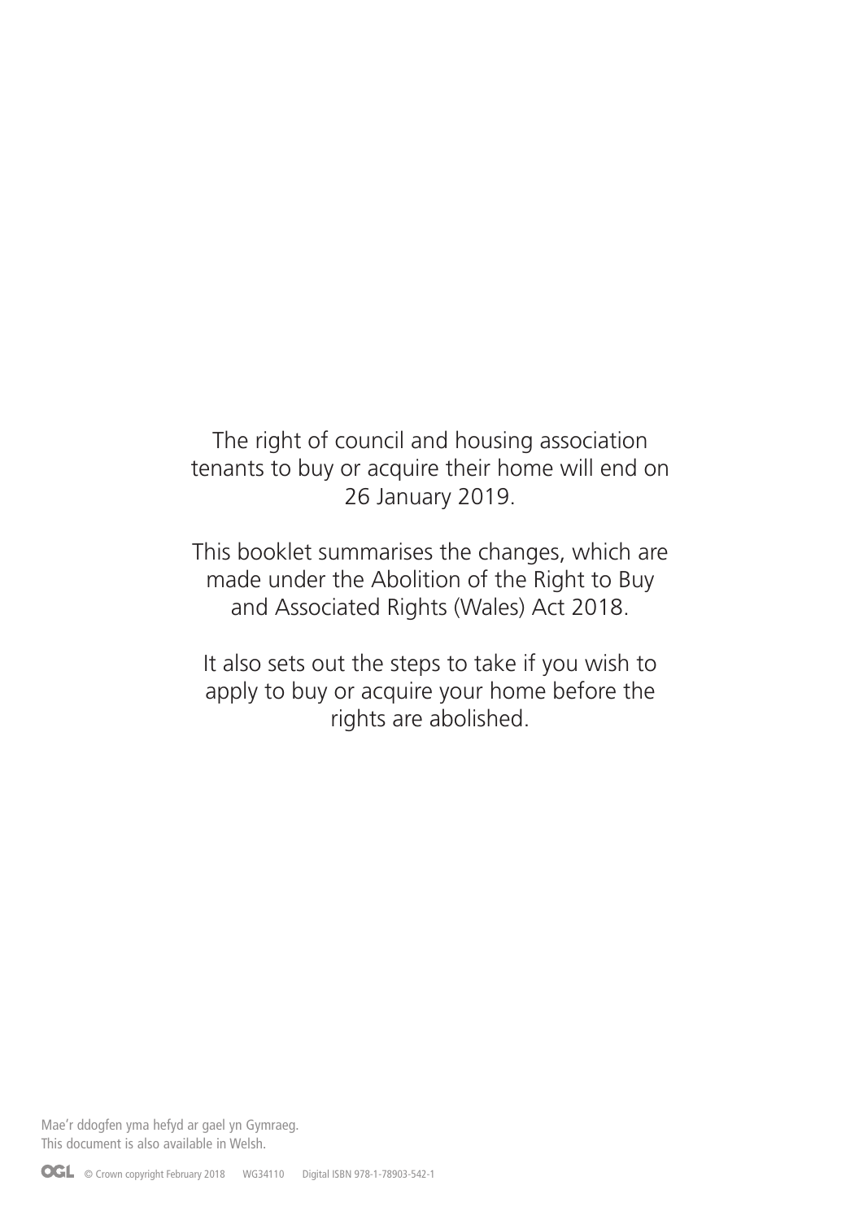The right of council and housing association tenants to buy or acquire their home will end on 26 January 2019.

This booklet summarises the changes, which are made under the Abolition of the Right to Buy and Associated Rights (Wales) Act 2018.

It also sets out the steps to take if you wish to apply to buy or acquire your home before the rights are abolished.

Mae'r ddogfen yma hefyd ar gael yn Gymraeg.
This document is also available in Welsh.

© Crown copyright February 2018 WG34110 Digital ISBN 978-1-78903-542-1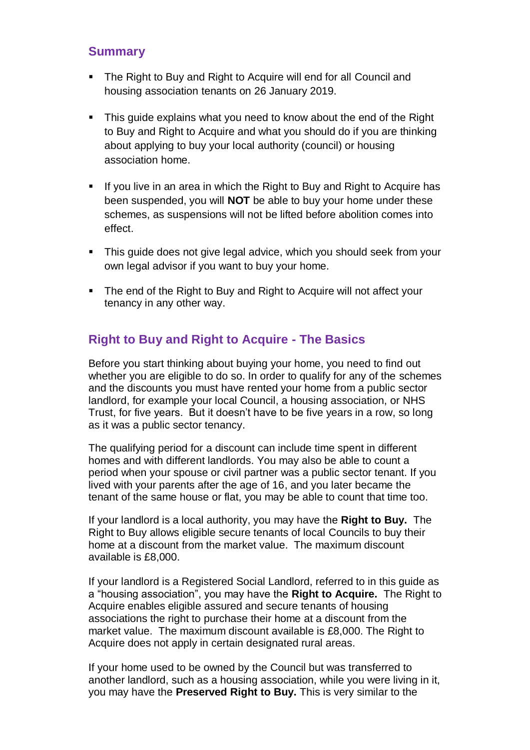## Summary

- The Right to Buy and Right to Acquire will end for all Council and housing association tenants on 26 January 2019.
- This guide explains what you need to know about the end of the Right to Buy and Right to Acquire and what you should do if you are thinking about applying to buy your local authority (council) or housing association home.
- If you live in an area in which the Right to Buy and Right to Acquire has been suspended, you will **NOT** be able to buy your home under these schemes, as suspensions will not be lifted before abolition comes into effect.
- This guide does not give legal advice, which you should seek from your own legal advisor if you want to buy your home.
- The end of the Right to Buy and Right to Acquire will not affect your tenancy in any other way.

## Right to Buy and Right to Acquire - The Basics

Before you start thinking about buying your home, you need to find out whether you are eligible to do so. In order to qualify for any of the schemes and the discounts you must have rented your home from a public sector landlord, for example your local Council, a housing association, or NHS Trust, for five years. But it doesn't have to be five years in a row, so long as it was a public sector tenancy.

The qualifying period for a discount can include time spent in different homes and with different landlords. You may also be able to count a period when your spouse or civil partner was a public sector tenant. If you lived with your parents after the age of 16, and you later became the tenant of the same house or flat, you may be able to count that time too.

If your landlord is a local authority, you may have the **Right to Buy.** The Right to Buy allows eligible secure tenants of local Councils to buy their home at a discount from the market value. The maximum discount available is £8,000.

If your landlord is a Registered Social Landlord, referred to in this guide as a "housing association", you may have the **Right to Acquire.** The Right to Acquire enables eligible assured and secure tenants of housing associations the right to purchase their home at a discount from the market value. The maximum discount available is £8,000. The Right to Acquire does not apply in certain designated rural areas.

If your home used to be owned by the Council but was transferred to another landlord, such as a housing association, while you were living in it, you may have the **Preserved Right to Buy.** This is very similar to the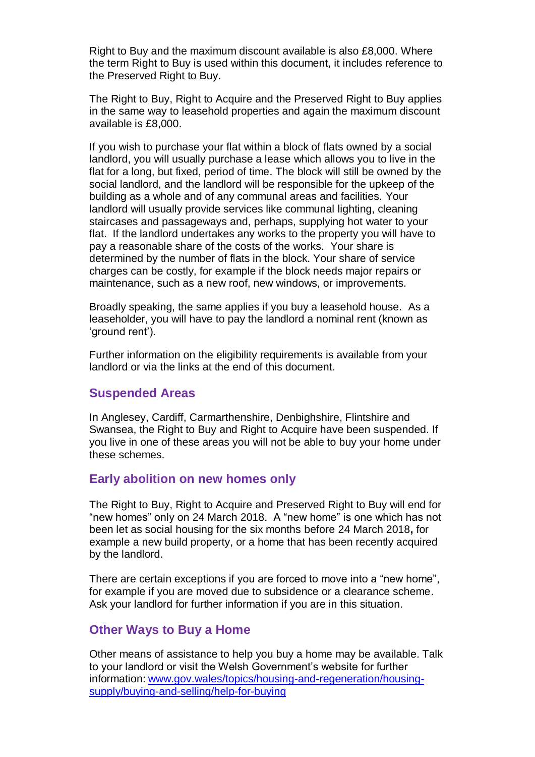Right to Buy and the maximum discount available is also £8,000. Where the term Right to Buy is used within this document, it includes reference to the Preserved Right to Buy.

The Right to Buy, Right to Acquire and the Preserved Right to Buy applies in the same way to leasehold properties and again the maximum discount available is £8,000.

If you wish to purchase your flat within a block of flats owned by a social landlord, you will usually purchase a lease which allows you to live in the flat for a long, but fixed, period of time. The block will still be owned by the social landlord, and the landlord will be responsible for the upkeep of the building as a whole and of any communal areas and facilities. Your landlord will usually provide services like communal lighting, cleaning staircases and passageways and, perhaps, supplying hot water to your flat. If the landlord undertakes any works to the property you will have to pay a reasonable share of the costs of the works. Your share is determined by the number of flats in the block. Your share of service charges can be costly, for example if the block needs major repairs or maintenance, such as a new roof, new windows, or improvements.

Broadly speaking, the same applies if you buy a leasehold house. As a leaseholder, you will have to pay the landlord a nominal rent (known as 'ground rent').

Further information on the eligibility requirements is available from your landlord or via the links at the end of this document.

## Suspended Areas

In Anglesey, Cardiff, Carmarthenshire, Denbighshire, Flintshire and Swansea, the Right to Buy and Right to Acquire have been suspended. If you live in one of these areas you will not be able to buy your home under these schemes.

## Early abolition on new homes only

The Right to Buy, Right to Acquire and Preserved Right to Buy will end for "new homes" only on 24 March 2018. A "new home" is one which has not been let as social housing for the six months before 24 March 2018**,** for example a new build property, or a home that has been recently acquired by the landlord.

There are certain exceptions if you are forced to move into a "new home", for example if you are moved due to subsidence or a clearance scheme. Ask your landlord for further information if you are in this situation.

## Other Ways to Buy a Home

Other means of assistance to help you buy a home may be available. Talk to your landlord or visit the Welsh Government's website for further information: [www.gov.wales/topics/housing-and-regeneration/housing-supply/buying-and-selling/help-for-buying](www.gov.wales/topics/housing-and-regeneration/housing-supply/buying-and-selling/help-for-buying)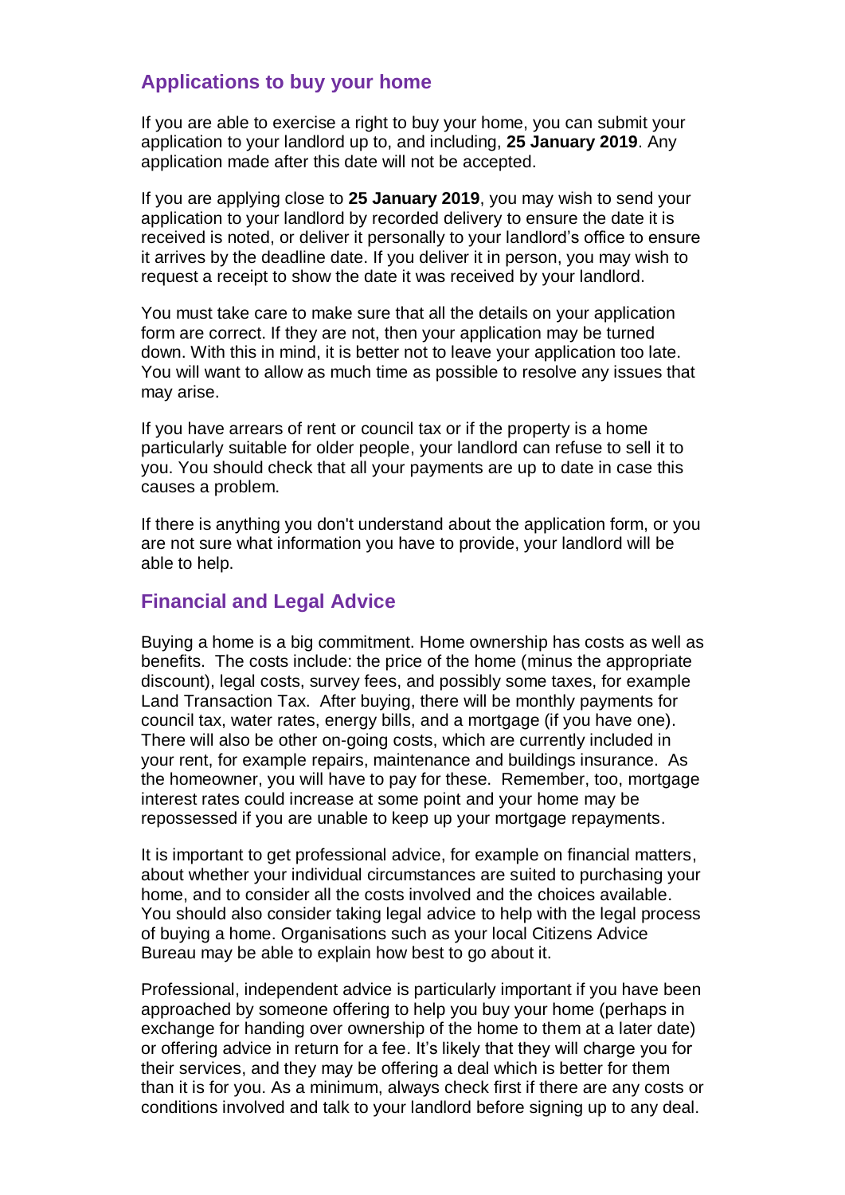## Applications to buy your home

If you are able to exercise a right to buy your home, you can submit your application to your landlord up to, and including, **25 January 2019**. Any application made after this date will not be accepted.

If you are applying close to **25 January 2019**, you may wish to send your application to your landlord by recorded delivery to ensure the date it is received is noted, or deliver it personally to your landlord's office to ensure it arrives by the deadline date. If you deliver it in person, you may wish to request a receipt to show the date it was received by your landlord.

You must take care to make sure that all the details on your application form are correct. If they are not, then your application may be turned down. With this in mind, it is better not to leave your application too late. You will want to allow as much time as possible to resolve any issues that may arise.

If you have arrears of rent or council tax or if the property is a home particularly suitable for older people, your landlord can refuse to sell it to you. You should check that all your payments are up to date in case this causes a problem.

If there is anything you don't understand about the application form, or you are not sure what information you have to provide, your landlord will be able to help.

## Financial and Legal Advice

Buying a home is a big commitment. Home ownership has costs as well as benefits. The costs include: the price of the home (minus the appropriate discount), legal costs, survey fees, and possibly some taxes, for example Land Transaction Tax. After buying, there will be monthly payments for council tax, water rates, energy bills, and a mortgage (if you have one). There will also be other on-going costs, which are currently included in your rent, for example repairs, maintenance and buildings insurance. As the homeowner, you will have to pay for these. Remember, too, mortgage interest rates could increase at some point and your home may be repossessed if you are unable to keep up your mortgage repayments.

It is important to get professional advice, for example on financial matters, about whether your individual circumstances are suited to purchasing your home, and to consider all the costs involved and the choices available. You should also consider taking legal advice to help with the legal process of buying a home. Organisations such as your local Citizens Advice Bureau may be able to explain how best to go about it.

Professional, independent advice is particularly important if you have been approached by someone offering to help you buy your home (perhaps in exchange for handing over ownership of the home to them at a later date) or offering advice in return for a fee. It's likely that they will charge you for their services, and they may be offering a deal which is better for them than it is for you. As a minimum, always check first if there are any costs or conditions involved and talk to your landlord before signing up to any deal.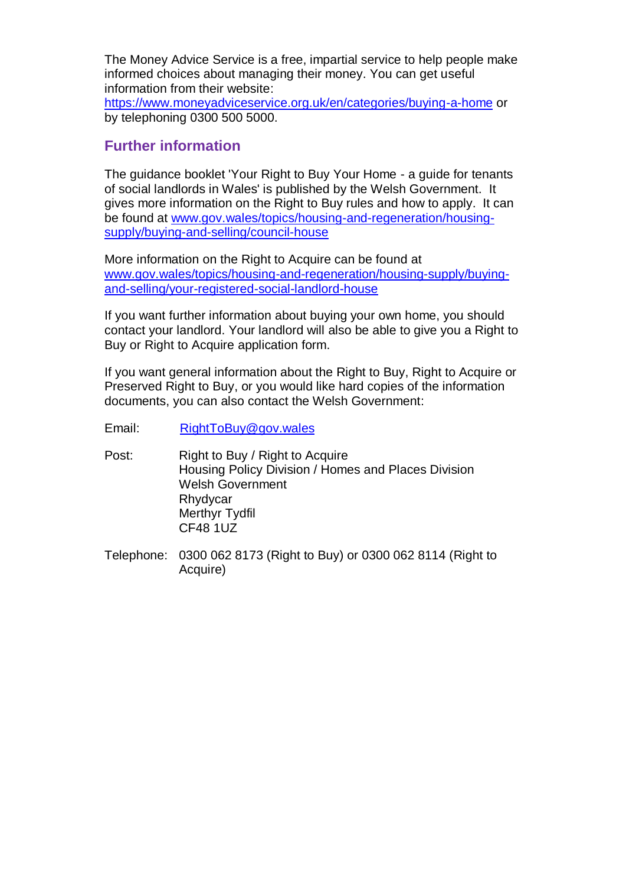The Money Advice Service is a free, impartial service to help people make informed choices about managing their money. You can get useful information from their website: https://www.moneyadviceservice.org.uk/en/categories/buying-a-home or by telephoning 0300 500 5000.

## Further information

The guidance booklet 'Your Right to Buy Your Home - a guide for tenants of social landlords in Wales' is published by the Welsh Government. It gives more information on the Right to Buy rules and how to apply. It can be found at www.gov.wales/topics/housing-and-regeneration/housing-supply/buying-and-selling/council-house

More information on the Right to Acquire can be found at www.gov.wales/topics/housing-and-regeneration/housing-supply/buying-and-selling/your-registered-social-landlord-house

If you want further information about buying your own home, you should contact your landlord. Your landlord will also be able to give you a Right to Buy or Right to Acquire application form.

If you want general information about the Right to Buy, Right to Acquire or Preserved Right to Buy, or you would like hard copies of the information documents, you can also contact the Welsh Government:

Email: RightToBuy@gov.wales

Post: Right to Buy / Right to Acquire
Housing Policy Division / Homes and Places Division
Welsh Government
Rhydycar
Merthyr Tydfil
CF48 1UZ

Telephone: 0300 062 8173 (Right to Buy) or 0300 062 8114 (Right to Acquire)